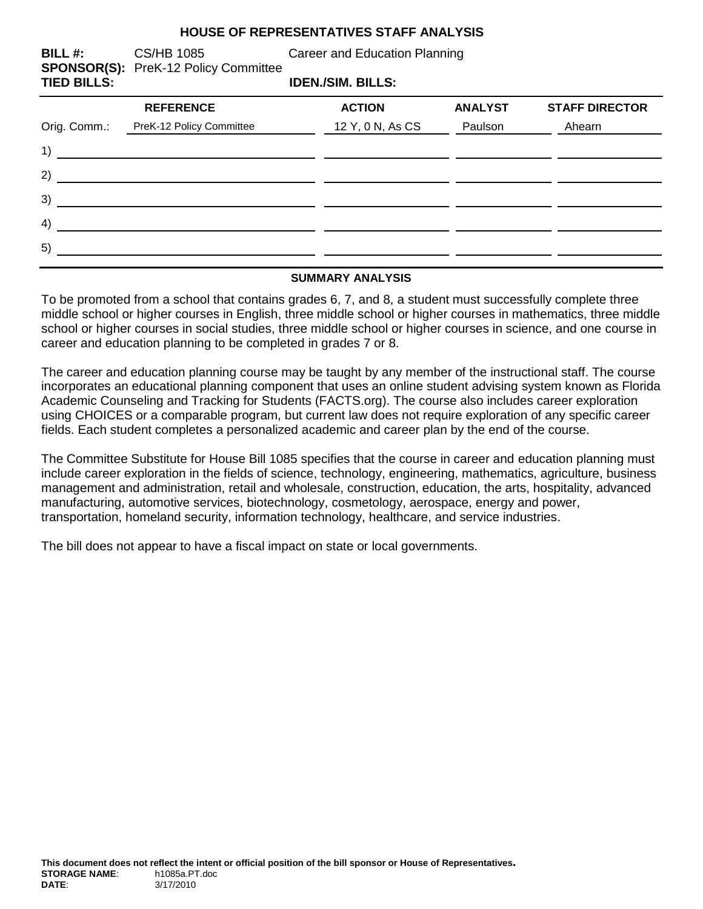# HOUSE OF REPRESENTATIVES STAFF ANALYSIS

**BILL #:** CS/HB 1085 Career and Education Planning
**SPONSOR(S):** PreK-12 Policy Committee
**TIED BILLS:** **IDEN./SIM. BILLS:**

| | REFERENCE | ACTION | ANALYST | STAFF DIRECTOR |
|---|---|---|---|---|
| Orig. Comm.: | PreK-12 Policy Committee | 12 Y, 0 N, As CS | Paulson | Ahearn |
| 1) | | | | |
| 2) | | | | |
| 3) | | | | |
| 4) | | | | |
| 5) | | | | |

## SUMMARY ANALYSIS

To be promoted from a school that contains grades 6, 7, and 8, a student must successfully complete three middle school or higher courses in English, three middle school or higher courses in mathematics, three middle school or higher courses in social studies, three middle school or higher courses in science, and one course in career and education planning to be completed in grades 7 or 8.

The career and education planning course may be taught by any member of the instructional staff. The course incorporates an educational planning component that uses an online student advising system known as Florida Academic Counseling and Tracking for Students (FACTS.org). The course also includes career exploration using CHOICES or a comparable program, but current law does not require exploration of any specific career fields. Each student completes a personalized academic and career plan by the end of the course.

The Committee Substitute for House Bill 1085 specifies that the course in career and education planning must include career exploration in the fields of science, technology, engineering, mathematics, agriculture, business management and administration, retail and wholesale, construction, education, the arts, hospitality, advanced manufacturing, automotive services, biotechnology, cosmetology, aerospace, energy and power, transportation, homeland security, information technology, healthcare, and service industries.

The bill does not appear to have a fiscal impact on state or local governments.

**This document does not reflect the intent or official position of the bill sponsor or House of Representatives.**
**STORAGE NAME**: h1085a.PT.doc
**DATE**: 3/17/2010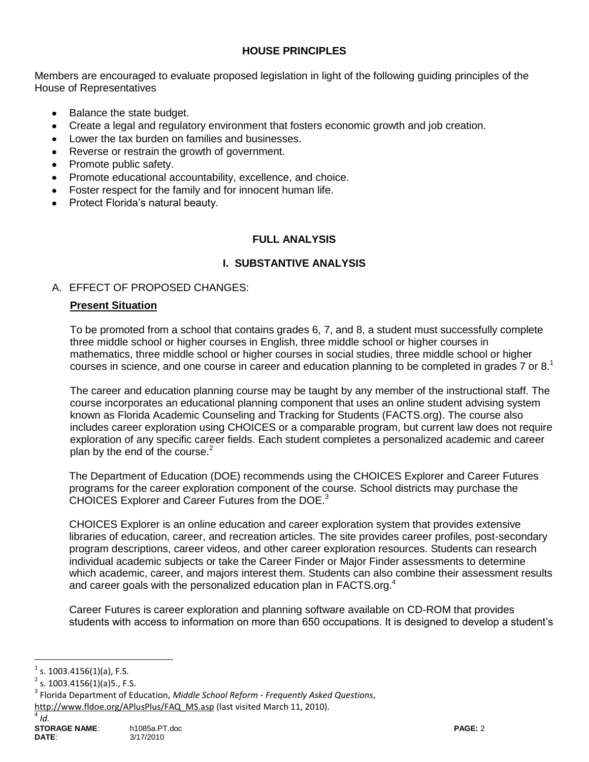## HOUSE PRINCIPLES

Members are encouraged to evaluate proposed legislation in light of the following guiding principles of the House of Representatives

- Balance the state budget.
- Create a legal and regulatory environment that fosters economic growth and job creation.
- Lower the tax burden on families and businesses.
- Reverse or restrain the growth of government.
- Promote public safety.
- Promote educational accountability, excellence, and choice.
- Foster respect for the family and for innocent human life.
- Protect Florida's natural beauty.

## FULL ANALYSIS

### I. SUBSTANTIVE ANALYSIS

A. EFFECT OF PROPOSED CHANGES:

**Present Situation**

To be promoted from a school that contains grades 6, 7, and 8, a student must successfully complete three middle school or higher courses in English, three middle school or higher courses in mathematics, three middle school or higher courses in social studies, three middle school or higher courses in science, and one course in career and education planning to be completed in grades 7 or 8.[1]

The career and education planning course may be taught by any member of the instructional staff. The course incorporates an educational planning component that uses an online student advising system known as Florida Academic Counseling and Tracking for Students (FACTS.org). The course also includes career exploration using CHOICES or a comparable program, but current law does not require exploration of any specific career fields. Each student completes a personalized academic and career plan by the end of the course.[2]

The Department of Education (DOE) recommends using the CHOICES Explorer and Career Futures programs for the career exploration component of the course. School districts may purchase the CHOICES Explorer and Career Futures from the DOE.[3]

CHOICES Explorer is an online education and career exploration system that provides extensive libraries of education, career, and recreation articles. The site provides career profiles, post-secondary program descriptions, career videos, and other career exploration resources. Students can research individual academic subjects or take the Career Finder or Major Finder assessments to determine which academic, career, and majors interest them. Students can also combine their assessment results and career goals with the personalized education plan in FACTS.org.[4]

Career Futures is career exploration and planning software available on CD-ROM that provides students with access to information on more than 650 occupations. It is designed to develop a student's

---

[1] s. 1003.4156(1)(a), F.S.

[2] s. 1003.4156(1)(a)5., F.S.

[3] Florida Department of Education, *Middle School Reform - Frequently Asked Questions*, http://www.fldoe.org/APlusPlus/FAQ_MS.asp (last visited March 11, 2010).

[4] *Id.*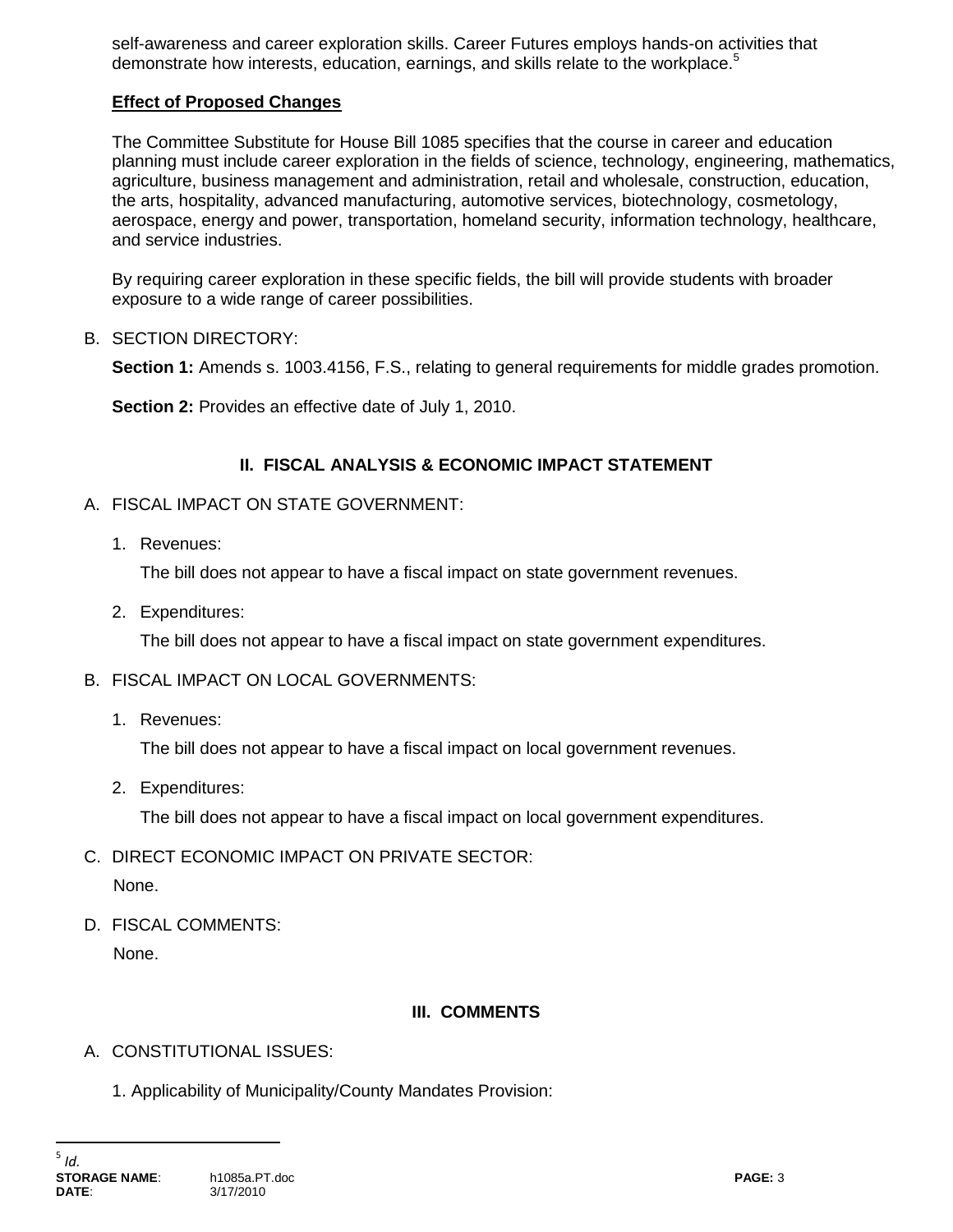self-awareness and career exploration skills. Career Futures employs hands-on activities that demonstrate how interests, education, earnings, and skills relate to the workplace.[5]

**Effect of Proposed Changes**

The Committee Substitute for House Bill 1085 specifies that the course in career and education planning must include career exploration in the fields of science, technology, engineering, mathematics, agriculture, business management and administration, retail and wholesale, construction, education, the arts, hospitality, advanced manufacturing, automotive services, biotechnology, cosmetology, aerospace, energy and power, transportation, homeland security, information technology, healthcare, and service industries.

By requiring career exploration in these specific fields, the bill will provide students with broader exposure to a wide range of career possibilities.

B. SECTION DIRECTORY:

**Section 1:** Amends s. 1003.4156, F.S., relating to general requirements for middle grades promotion.

**Section 2:** Provides an effective date of July 1, 2010.

## II. FISCAL ANALYSIS & ECONOMIC IMPACT STATEMENT

A. FISCAL IMPACT ON STATE GOVERNMENT:

1. Revenues:

   The bill does not appear to have a fiscal impact on state government revenues.

2. Expenditures:

   The bill does not appear to have a fiscal impact on state government expenditures.

B. FISCAL IMPACT ON LOCAL GOVERNMENTS:

1. Revenues:

   The bill does not appear to have a fiscal impact on local government revenues.

2. Expenditures:

   The bill does not appear to have a fiscal impact on local government expenditures.

C. DIRECT ECONOMIC IMPACT ON PRIVATE SECTOR:

   None.

D. FISCAL COMMENTS:

   None.

## III. COMMENTS

A. CONSTITUTIONAL ISSUES:

1. Applicability of Municipality/County Mandates Provision:

---

[5] *Id.*

**STORAGE NAME**: h1085a.PT.doc
**DATE**: 3/17/2010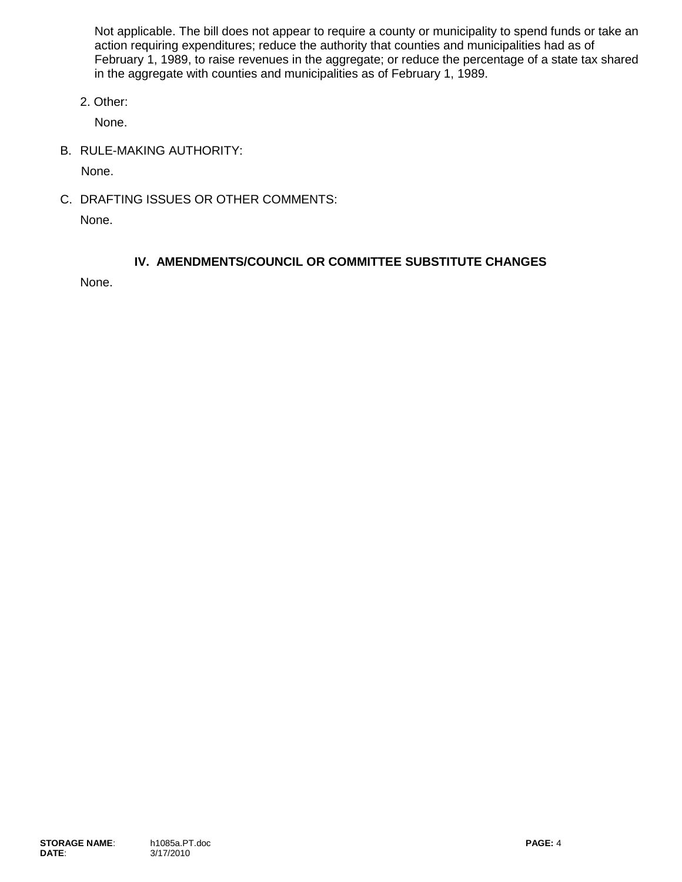Not applicable. The bill does not appear to require a county or municipality to spend funds or take an action requiring expenditures; reduce the authority that counties and municipalities had as of February 1, 1989, to raise revenues in the aggregate; or reduce the percentage of a state tax shared in the aggregate with counties and municipalities as of February 1, 1989.

2. Other:

None.

B. RULE-MAKING AUTHORITY:

None.

C. DRAFTING ISSUES OR OTHER COMMENTS:

None.

## IV. AMENDMENTS/COUNCIL OR COMMITTEE SUBSTITUTE CHANGES

None.